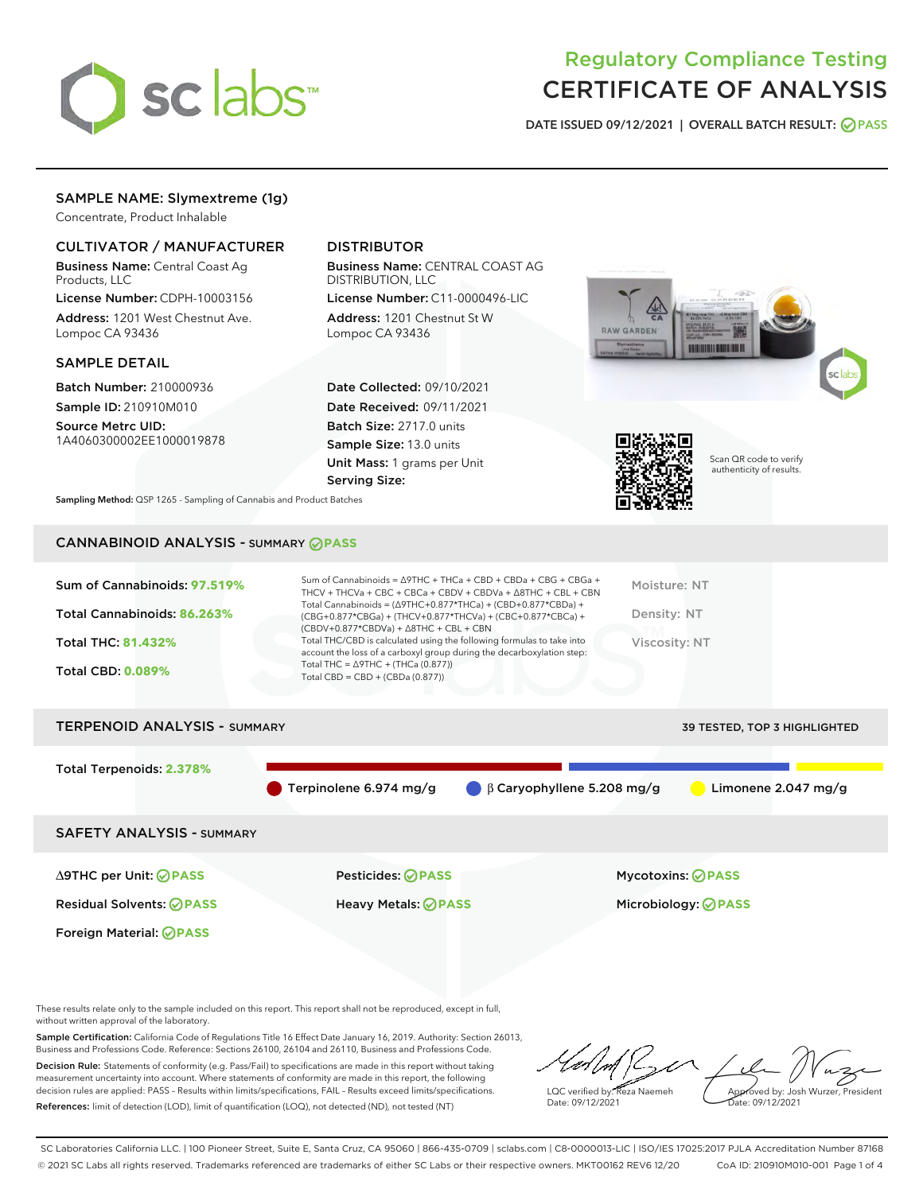# Regulatory Compliance Testing
# CERTIFICATE OF ANALYSIS

DATE ISSUED 09/12/2021 | OVERALL BATCH RESULT: PASS

## SAMPLE NAME: Slymextreme (1g)

Concentrate, Product Inhalable

### CULTIVATOR / MANUFACTURER

**Business Name:** Central Coast Ag Products, LLC

**License Number:** CDPH-10003156

**Address:** 1201 West Chestnut Ave. Lompoc CA 93436

### DISTRIBUTOR

**Business Name:** CENTRAL COAST AG DISTRIBUTION, LLC

**License Number:** C11-0000496-LIC

**Address:** 1201 Chestnut St W Lompoc CA 93436

### SAMPLE DETAIL

**Batch Number:** 210000936

**Sample ID:** 210910M010

**Source Metrc UID:** 1A4060300002EE1000019878

**Date Collected:** 09/10/2021

**Date Received:** 09/11/2021

**Batch Size:** 2717.0 units

**Sample Size:** 13.0 units

**Unit Mass:** 1 grams per Unit

**Serving Size:**

Scan QR code to verify authenticity of results.

**Sampling Method:** QSP 1265 - Sampling of Cannabis and Product Batches

## CANNABINOID ANALYSIS - SUMMARY PASS

Sum of Cannabinoids: **97.519%**

Total Cannabinoids: **86.263%**

Total THC: **81.432%**

Total CBD: **0.089%**

Sum of Cannabinoids = Δ9THC + THCa + CBD + CBDa + CBG + CBGa + THCV + THCVa + CBC + CBCa + CBDV + CBDVa + Δ8THC + CBL + CBN

Total Cannabinoids = (Δ9THC+0.877*THCa) + (CBD+0.877*CBDa) + (CBG+0.877*CBGa) + (THCV+0.877*THCVa) + (CBC+0.877*CBCa) + (CBDV+0.877*CBDVa) + Δ8THC + CBL + CBN

Total THC/CBD is calculated using the following formulas to take into account the loss of a carboxyl group during the decarboxylation step:

Total THC = Δ9THC + (THCa (0.877))

Total CBD = CBD + (CBDa (0.877))

Moisture: NT

Density: NT

Viscosity: NT

## TERPENOID ANALYSIS - SUMMARY

39 TESTED, TOP 3 HIGHLIGHTED

Total Terpenoids: **2.378%**

Terpinolene 6.974 mg/g | β Caryophyllene 5.208 mg/g | Limonene 2.047 mg/g

## SAFETY ANALYSIS - SUMMARY

| | | |
|---|---|---|
| Δ9THC per Unit: PASS | Pesticides: PASS | Mycotoxins: PASS |
| Residual Solvents: PASS | Heavy Metals: PASS | Microbiology: PASS |
| Foreign Material: PASS | | |

These results relate only to the sample included on this report. This report shall not be reproduced, except in full, without written approval of the laboratory.

**Sample Certification:** California Code of Regulations Title 16 Effect Date January 16, 2019. Authority: Section 26013, Business and Professions Code. Reference: Sections 26100, 26104 and 26110, Business and Professions Code.

**Decision Rule:** Statements of conformity (e.g. Pass/Fail) to specifications are made in this report without taking measurement uncertainty into account. Where statements of conformity are made in this report, the following decision rules are applied: PASS – Results within limits/specifications, FAIL – Results exceed limits/specifications.

**References:** limit of detection (LOD), limit of quantification (LOQ), not detected (ND), not tested (NT)

LQC verified by: Reza Naemeh
Date: 09/12/2021

Approved by: Josh Wurzer, President
Date: 09/12/2021

SC Laboratories California LLC. | 100 Pioneer Street, Suite E, Santa Cruz, CA 95060 | 866-435-0709 | sclabs.com | C8-0000013-LIC | ISO/IES 17025:2017 PJLA Accreditation Number 87168
© 2021 SC Labs all rights reserved. Trademarks referenced are trademarks of either SC Labs or their respective owners. MKT00162 REV6 12/20 CoA ID: 210910M010-001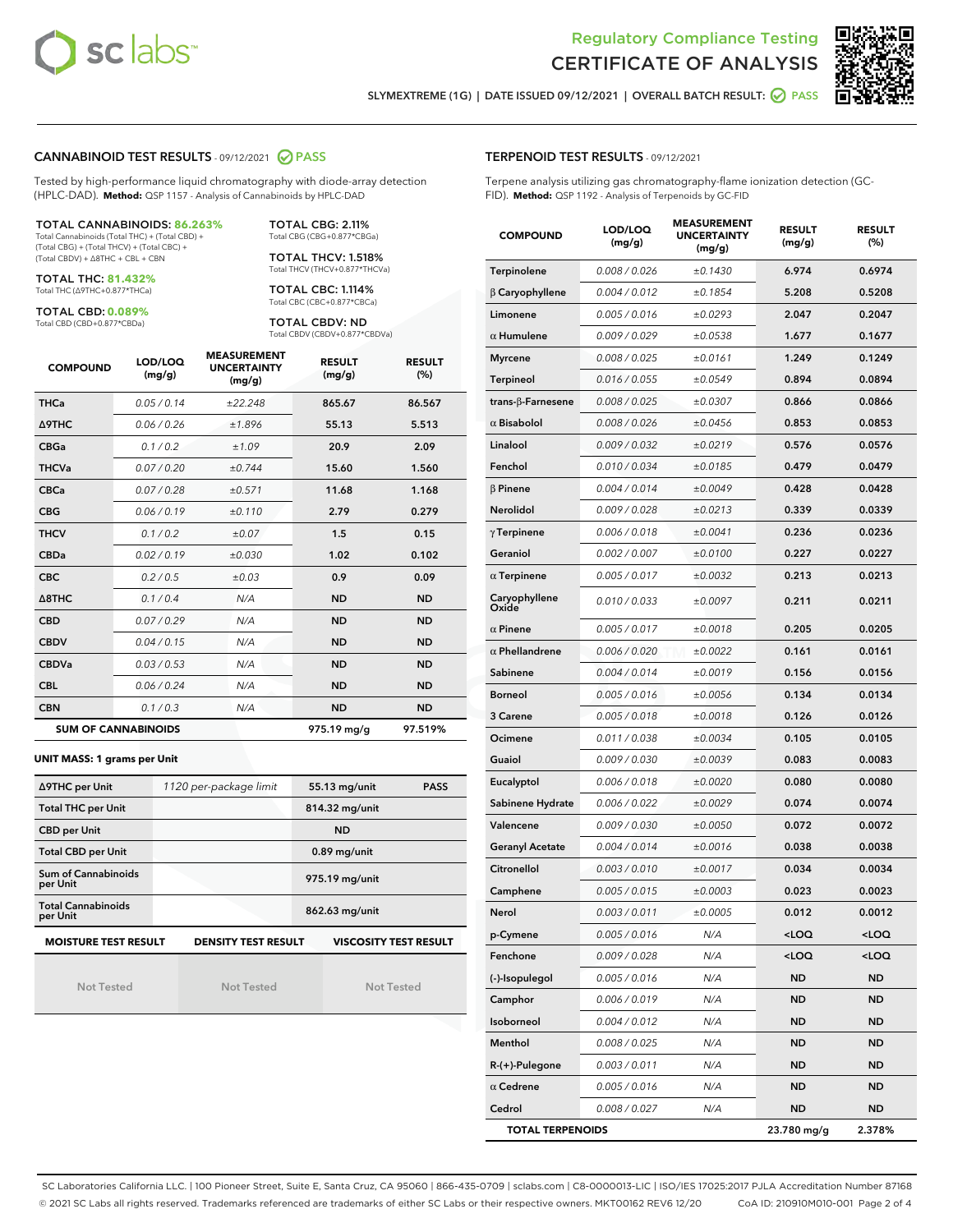Regulatory Compliance Testing
CERTIFICATE OF ANALYSIS

SLYMEXTREME (1G) | DATE ISSUED 09/12/2021 | OVERALL BATCH RESULT: PASS

## CANNABINOID TEST RESULTS - 09/12/2021 PASS

Tested by high-performance liquid chromatography with diode-array detection (HPLC-DAD). **Method:** QSP 1157 - Analysis of Cannabinoids by HPLC-DAD

**TOTAL CANNABINOIDS: 86.263%**
Total Cannabinoids (Total THC) + (Total CBD) + (Total CBG) + (Total THCV) + (Total CBC) + (Total CBDV) + Δ8THC + CBL + CBN

**TOTAL THC: 81.432%**
Total THC (Δ9THC+0.877*THCa)

**TOTAL CBD: 0.089%**
Total CBD (CBD+0.877*CBDa)

**TOTAL CBG: 2.11%**
Total CBG (CBG+0.877*CBGa)

**TOTAL THCV: 1.518%**
Total THCV (THCV+0.877*THCVa)

**TOTAL CBC: 1.114%**
Total CBC (CBC+0.877*CBCa)

**TOTAL CBDV: ND**
Total CBDV (CBDV+0.877*CBDVa)

| COMPOUND | LOD/LOQ (mg/g) | MEASUREMENT UNCERTAINTY (mg/g) | RESULT (mg/g) | RESULT (%) |
|---|---|---|---|---|
| THCa | 0.05 / 0.14 | ±22.248 | 865.67 | 86.567 |
| Δ9THC | 0.06 / 0.26 | ±1.896 | 55.13 | 5.513 |
| CBGa | 0.1 / 0.2 | ±1.09 | 20.9 | 2.09 |
| THCVa | 0.07 / 0.20 | ±0.744 | 15.60 | 1.560 |
| CBCa | 0.07 / 0.28 | ±0.571 | 11.68 | 1.168 |
| CBG | 0.06 / 0.19 | ±0.110 | 2.79 | 0.279 |
| THCV | 0.1 / 0.2 | ±0.07 | 1.5 | 0.15 |
| CBDa | 0.02 / 0.19 | ±0.030 | 1.02 | 0.102 |
| CBC | 0.2 / 0.5 | ±0.03 | 0.9 | 0.09 |
| Δ8THC | 0.1 / 0.4 | N/A | ND | ND |
| CBD | 0.07 / 0.29 | N/A | ND | ND |
| CBDV | 0.04 / 0.15 | N/A | ND | ND |
| CBDVa | 0.03 / 0.53 | N/A | ND | ND |
| CBL | 0.06 / 0.24 | N/A | ND | ND |
| CBN | 0.1 / 0.3 | N/A | ND | ND |
| **SUM OF CANNABINOIDS** | | | **975.19 mg/g** | **97.519%** |

**UNIT MASS: 1 grams per Unit**

| | | | |
|---|---|---|---|
| Δ9THC per Unit | 1120 per-package limit | 55.13 mg/unit | PASS |
| Total THC per Unit | | 814.32 mg/unit | |
| CBD per Unit | | ND | |
| Total CBD per Unit | | 0.89 mg/unit | |
| Sum of Cannabinoids per Unit | | 975.19 mg/unit | |
| Total Cannabinoids per Unit | | 862.63 mg/unit | |

| MOISTURE TEST RESULT | DENSITY TEST RESULT | VISCOSITY TEST RESULT |
|---|---|---|
| Not Tested | Not Tested | Not Tested |

## TERPENOID TEST RESULTS - 09/12/2021

Terpene analysis utilizing gas chromatography-flame ionization detection (GC-FID). **Method:** QSP 1192 - Analysis of Terpenoids by GC-FID

| COMPOUND | LOD/LOQ (mg/g) | MEASUREMENT UNCERTAINTY (mg/g) | RESULT (mg/g) | RESULT (%) |
|---|---|---|---|---|
| Terpinolene | 0.008 / 0.026 | ±0.1430 | 6.974 | 0.6974 |
| β Caryophyllene | 0.004 / 0.012 | ±0.1854 | 5.208 | 0.5208 |
| Limonene | 0.005 / 0.016 | ±0.0293 | 2.047 | 0.2047 |
| α Humulene | 0.009 / 0.029 | ±0.0538 | 1.677 | 0.1677 |
| Myrcene | 0.008 / 0.025 | ±0.0161 | 1.249 | 0.1249 |
| Terpineol | 0.016 / 0.055 | ±0.0549 | 0.894 | 0.0894 |
| trans-β-Farnesene | 0.008 / 0.025 | ±0.0307 | 0.866 | 0.0866 |
| α Bisabolol | 0.008 / 0.026 | ±0.0456 | 0.853 | 0.0853 |
| Linalool | 0.009 / 0.032 | ±0.0219 | 0.576 | 0.0576 |
| Fenchol | 0.010 / 0.034 | ±0.0185 | 0.479 | 0.0479 |
| β Pinene | 0.004 / 0.014 | ±0.0049 | 0.428 | 0.0428 |
| Nerolidol | 0.009 / 0.028 | ±0.0213 | 0.339 | 0.0339 |
| γ Terpinene | 0.006 / 0.018 | ±0.0041 | 0.236 | 0.0236 |
| Geraniol | 0.002 / 0.007 | ±0.0100 | 0.227 | 0.0227 |
| α Terpinene | 0.005 / 0.017 | ±0.0032 | 0.213 | 0.0213 |
| Caryophyllene Oxide | 0.010 / 0.033 | ±0.0097 | 0.211 | 0.0211 |
| α Pinene | 0.005 / 0.017 | ±0.0018 | 0.205 | 0.0205 |
| α Phellandrene | 0.006 / 0.020 | ±0.0022 | 0.161 | 0.0161 |
| Sabinene | 0.004 / 0.014 | ±0.0019 | 0.156 | 0.0156 |
| Borneol | 0.005 / 0.016 | ±0.0056 | 0.134 | 0.0134 |
| 3 Carene | 0.005 / 0.018 | ±0.0018 | 0.126 | 0.0126 |
| Ocimene | 0.011 / 0.038 | ±0.0034 | 0.105 | 0.0105 |
| Guaiol | 0.009 / 0.030 | ±0.0039 | 0.083 | 0.0083 |
| Eucalyptol | 0.006 / 0.018 | ±0.0020 | 0.080 | 0.0080 |
| Sabinene Hydrate | 0.006 / 0.022 | ±0.0029 | 0.074 | 0.0074 |
| Valencene | 0.009 / 0.030 | ±0.0050 | 0.072 | 0.0072 |
| Geranyl Acetate | 0.004 / 0.014 | ±0.0016 | 0.038 | 0.0038 |
| Citronellol | 0.003 / 0.010 | ±0.0017 | 0.034 | 0.0034 |
| Camphene | 0.005 / 0.015 | ±0.0003 | 0.023 | 0.0023 |
| Nerol | 0.003 / 0.011 | ±0.0005 | 0.012 | 0.0012 |
| p-Cymene | 0.005 / 0.016 | N/A | <LOQ | <LOQ |
| Fenchone | 0.009 / 0.028 | N/A | <LOQ | <LOQ |
| (-)-Isopulegol | 0.005 / 0.016 | N/A | ND | ND |
| Camphor | 0.006 / 0.019 | N/A | ND | ND |
| Isoborneol | 0.004 / 0.012 | N/A | ND | ND |
| Menthol | 0.008 / 0.025 | N/A | ND | ND |
| R-(+)-Pulegone | 0.003 / 0.011 | N/A | ND | ND |
| α Cedrene | 0.005 / 0.016 | N/A | ND | ND |
| Cedrol | 0.008 / 0.027 | N/A | ND | ND |
| **TOTAL TERPENOIDS** | | | **23.780 mg/g** | **2.378%** |

SC Laboratories California LLC. | 100 Pioneer Street, Suite E, Santa Cruz, CA 95060 | 866-435-0709 | sclabs.com | C8-0000013-LIC | ISO/IES 17025:2017 PJLA Accreditation Number 87168
© 2021 SC Labs all rights reserved. Trademarks referenced are trademarks of either SC Labs or their respective owners. MKT00162 REV6 12/20 CoA ID: 210910M010-001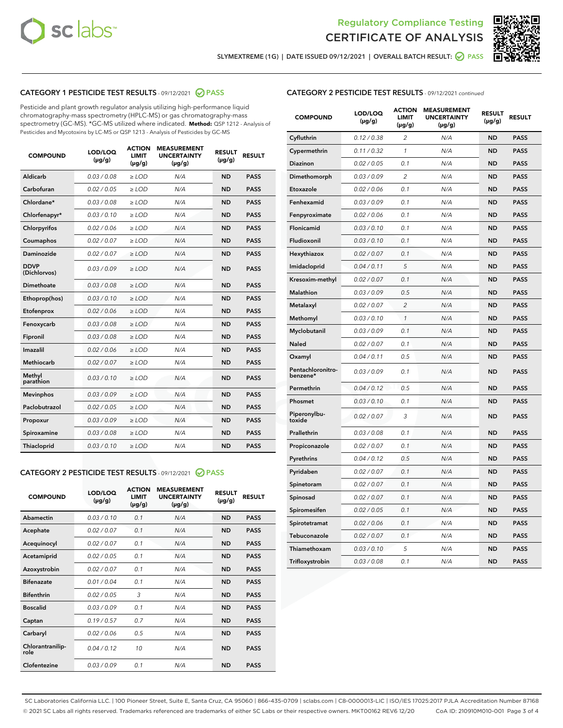SLYMEXTREME (1G) | DATE ISSUED 09/12/2021 | OVERALL BATCH RESULT: PASS

## CATEGORY 1 PESTICIDE TEST RESULTS - 09/12/2021 PASS

Pesticide and plant growth regulator analysis utilizing high-performance liquid chromatography-mass spectrometry (HPLC-MS) or gas chromatography-mass spectrometry (GC-MS). *GC-MS utilized where indicated. **Method:** QSP 1212 - Analysis of Pesticides and Mycotoxins by LC-MS or QSP 1213 - Analysis of Pesticides by GC-MS

| COMPOUND | LOD/LOQ (µg/g) | ACTION LIMIT (µg/g) | MEASUREMENT UNCERTAINTY (µg/g) | RESULT (µg/g) | RESULT |
|---|---|---|---|---|---|
| Aldicarb | 0.03 / 0.08 | ≥ LOD | N/A | ND | PASS |
| Carbofuran | 0.02 / 0.05 | ≥ LOD | N/A | ND | PASS |
| Chlordane* | 0.03 / 0.08 | ≥ LOD | N/A | ND | PASS |
| Chlorfenapyr* | 0.03 / 0.10 | ≥ LOD | N/A | ND | PASS |
| Chlorpyrifos | 0.02 / 0.06 | ≥ LOD | N/A | ND | PASS |
| Coumaphos | 0.02 / 0.07 | ≥ LOD | N/A | ND | PASS |
| Daminozide | 0.02 / 0.07 | ≥ LOD | N/A | ND | PASS |
| DDVP (Dichlorvos) | 0.03 / 0.09 | ≥ LOD | N/A | ND | PASS |
| Dimethoate | 0.03 / 0.08 | ≥ LOD | N/A | ND | PASS |
| Ethoprop(hos) | 0.03 / 0.10 | ≥ LOD | N/A | ND | PASS |
| Etofenprox | 0.02 / 0.06 | ≥ LOD | N/A | ND | PASS |
| Fenoxycarb | 0.03 / 0.08 | ≥ LOD | N/A | ND | PASS |
| Fipronil | 0.03 / 0.08 | ≥ LOD | N/A | ND | PASS |
| Imazalil | 0.02 / 0.06 | ≥ LOD | N/A | ND | PASS |
| Methiocarb | 0.02 / 0.07 | ≥ LOD | N/A | ND | PASS |
| Methyl parathion | 0.03 / 0.10 | ≥ LOD | N/A | ND | PASS |
| Mevinphos | 0.03 / 0.09 | ≥ LOD | N/A | ND | PASS |
| Paclobutrazol | 0.02 / 0.05 | ≥ LOD | N/A | ND | PASS |
| Propoxur | 0.03 / 0.09 | ≥ LOD | N/A | ND | PASS |
| Spiroxamine | 0.03 / 0.08 | ≥ LOD | N/A | ND | PASS |
| Thiacloprid | 0.03 / 0.10 | ≥ LOD | N/A | ND | PASS |

## CATEGORY 2 PESTICIDE TEST RESULTS - 09/12/2021 PASS

| COMPOUND | LOD/LOQ (µg/g) | ACTION LIMIT (µg/g) | MEASUREMENT UNCERTAINTY (µg/g) | RESULT (µg/g) | RESULT |
|---|---|---|---|---|---|
| Abamectin | 0.03 / 0.10 | 0.1 | N/A | ND | PASS |
| Acephate | 0.02 / 0.07 | 0.1 | N/A | ND | PASS |
| Acequinocyl | 0.02 / 0.07 | 0.1 | N/A | ND | PASS |
| Acetamiprid | 0.02 / 0.05 | 0.1 | N/A | ND | PASS |
| Azoxystrobin | 0.02 / 0.07 | 0.1 | N/A | ND | PASS |
| Bifenazate | 0.01 / 0.04 | 0.1 | N/A | ND | PASS |
| Bifenthrin | 0.02 / 0.05 | 3 | N/A | ND | PASS |
| Boscalid | 0.03 / 0.09 | 0.1 | N/A | ND | PASS |
| Captan | 0.19 / 0.57 | 0.7 | N/A | ND | PASS |
| Carbaryl | 0.02 / 0.06 | 0.5 | N/A | ND | PASS |
| Chlorantraniliprole | 0.04 / 0.12 | 10 | N/A | ND | PASS |
| Clofentezine | 0.03 / 0.09 | 0.1 | N/A | ND | PASS |
| Cyfluthrin | 0.12 / 0.38 | 2 | N/A | ND | PASS |
| Cypermethrin | 0.11 / 0.32 | 1 | N/A | ND | PASS |
| Diazinon | 0.02 / 0.05 | 0.1 | N/A | ND | PASS |
| Dimethomorph | 0.03 / 0.09 | 2 | N/A | ND | PASS |
| Etoxazole | 0.02 / 0.06 | 0.1 | N/A | ND | PASS |
| Fenhexamid | 0.03 / 0.09 | 0.1 | N/A | ND | PASS |
| Fenpyroximate | 0.02 / 0.06 | 0.1 | N/A | ND | PASS |
| Flonicamid | 0.03 / 0.10 | 0.1 | N/A | ND | PASS |
| Fludioxonil | 0.03 / 0.10 | 0.1 | N/A | ND | PASS |
| Hexythiazox | 0.02 / 0.07 | 0.1 | N/A | ND | PASS |
| Imidacloprid | 0.04 / 0.11 | 5 | N/A | ND | PASS |
| Kresoxim-methyl | 0.02 / 0.07 | 0.1 | N/A | ND | PASS |
| Malathion | 0.03 / 0.09 | 0.5 | N/A | ND | PASS |
| Metalaxyl | 0.02 / 0.07 | 2 | N/A | ND | PASS |
| Methomyl | 0.03 / 0.10 | 1 | N/A | ND | PASS |
| Myclobutanil | 0.03 / 0.09 | 0.1 | N/A | ND | PASS |
| Naled | 0.02 / 0.07 | 0.1 | N/A | ND | PASS |
| Oxamyl | 0.04 / 0.11 | 0.5 | N/A | ND | PASS |
| Pentachloronitrobenzene* | 0.03 / 0.09 | 0.1 | N/A | ND | PASS |
| Permethrin | 0.04 / 0.12 | 0.5 | N/A | ND | PASS |
| Phosmet | 0.03 / 0.10 | 0.1 | N/A | ND | PASS |
| Piperonylbutoxide | 0.02 / 0.07 | 3 | N/A | ND | PASS |
| Prallethrin | 0.03 / 0.08 | 0.1 | N/A | ND | PASS |
| Propiconazole | 0.02 / 0.07 | 0.1 | N/A | ND | PASS |
| Pyrethrins | 0.04 / 0.12 | 0.5 | N/A | ND | PASS |
| Pyridaben | 0.02 / 0.07 | 0.1 | N/A | ND | PASS |
| Spinetoram | 0.02 / 0.07 | 0.1 | N/A | ND | PASS |
| Spinosad | 0.02 / 0.07 | 0.1 | N/A | ND | PASS |
| Spiromesifen | 0.02 / 0.05 | 0.1 | N/A | ND | PASS |
| Spirotetramat | 0.02 / 0.06 | 0.1 | N/A | ND | PASS |
| Tebuconazole | 0.02 / 0.07 | 0.1 | N/A | ND | PASS |
| Thiamethoxam | 0.03 / 0.10 | 5 | N/A | ND | PASS |
| Trifloxystrobin | 0.03 / 0.08 | 0.1 | N/A | ND | PASS |

SC Laboratories California LLC. | 100 Pioneer Street, Suite E, Santa Cruz, CA 95060 | 866-435-0709 | sclabs.com | C8-0000013-LIC | ISO/IES 17025:2017 PJLA Accreditation Number 87168
© 2021 SC Labs all rights reserved. Trademarks referenced are trademarks of either SC Labs or their respective owners. MKT00162 REV6 12/20 CoA ID: 210910M010-001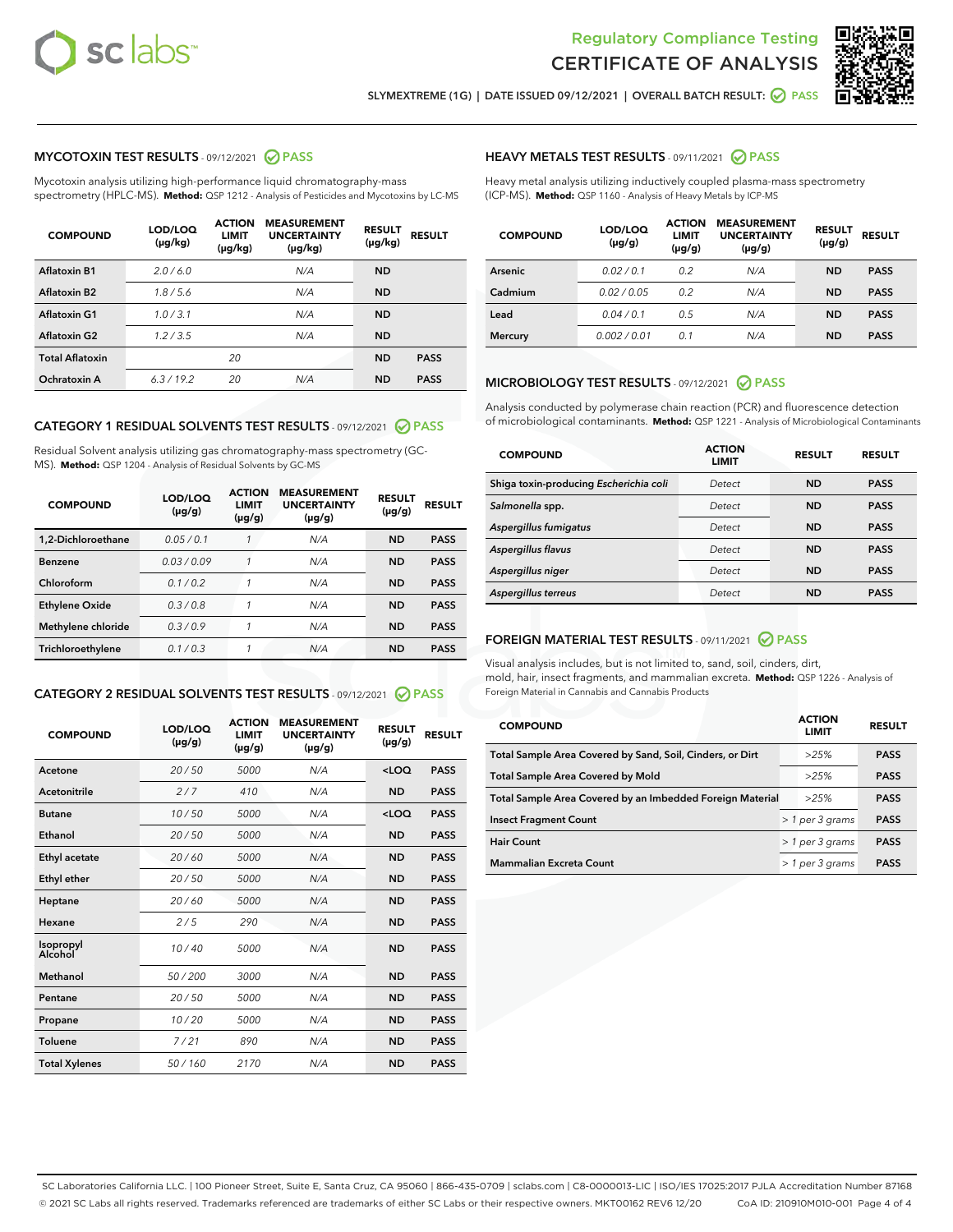Regulatory Compliance Testing

# CERTIFICATE OF ANALYSIS

SLYMEXTREME (1G) | DATE ISSUED 09/12/2021 | OVERALL BATCH RESULT: PASS

## MYCOTOXIN TEST RESULTS - 09/12/2021 PASS

Mycotoxin analysis utilizing high-performance liquid chromatography-mass spectrometry (HPLC-MS). **Method:** QSP 1212 - Analysis of Pesticides and Mycotoxins by LC-MS

| COMPOUND | LOD/LOQ (μg/kg) | ACTION LIMIT (μg/kg) | MEASUREMENT UNCERTAINTY (μg/kg) | RESULT (μg/kg) | RESULT |
|---|---|---|---|---|---|
| Aflatoxin B1 | 2.0 / 6.0 | | N/A | ND | |
| Aflatoxin B2 | 1.8 / 5.6 | | N/A | ND | |
| Aflatoxin G1 | 1.0 / 3.1 | | N/A | ND | |
| Aflatoxin G2 | 1.2 / 3.5 | | N/A | ND | |
| Total Aflatoxin | | 20 | | ND | PASS |
| Ochratoxin A | 6.3 / 19.2 | 20 | N/A | ND | PASS |

## CATEGORY 1 RESIDUAL SOLVENTS TEST RESULTS - 09/12/2021 PASS

Residual Solvent analysis utilizing gas chromatography-mass spectrometry (GC-MS). **Method:** QSP 1204 - Analysis of Residual Solvents by GC-MS

| COMPOUND | LOD/LOQ (μg/g) | ACTION LIMIT (μg/g) | MEASUREMENT UNCERTAINTY (μg/g) | RESULT (μg/g) | RESULT |
|---|---|---|---|---|---|
| 1,2-Dichloroethane | 0.05 / 0.1 | 1 | N/A | ND | PASS |
| Benzene | 0.03 / 0.09 | 1 | N/A | ND | PASS |
| Chloroform | 0.1 / 0.2 | 1 | N/A | ND | PASS |
| Ethylene Oxide | 0.3 / 0.8 | 1 | N/A | ND | PASS |
| Methylene chloride | 0.3 / 0.9 | 1 | N/A | ND | PASS |
| Trichloroethylene | 0.1 / 0.3 | 1 | N/A | ND | PASS |

## CATEGORY 2 RESIDUAL SOLVENTS TEST RESULTS - 09/12/2021 PASS

| COMPOUND | LOD/LOQ (μg/g) | ACTION LIMIT (μg/g) | MEASUREMENT UNCERTAINTY (μg/g) | RESULT (μg/g) | RESULT |
|---|---|---|---|---|---|
| Acetone | 20 / 50 | 5000 | N/A | <LOQ | PASS |
| Acetonitrile | 2 / 7 | 410 | N/A | ND | PASS |
| Butane | 10 / 50 | 5000 | N/A | <LOQ | PASS |
| Ethanol | 20 / 50 | 5000 | N/A | ND | PASS |
| Ethyl acetate | 20 / 60 | 5000 | N/A | ND | PASS |
| Ethyl ether | 20 / 50 | 5000 | N/A | ND | PASS |
| Heptane | 20 / 60 | 5000 | N/A | ND | PASS |
| Hexane | 2 / 5 | 290 | N/A | ND | PASS |
| Isopropyl Alcohol | 10 / 40 | 5000 | N/A | ND | PASS |
| Methanol | 50 / 200 | 3000 | N/A | ND | PASS |
| Pentane | 20 / 50 | 5000 | N/A | ND | PASS |
| Propane | 10 / 20 | 5000 | N/A | ND | PASS |
| Toluene | 7 / 21 | 890 | N/A | ND | PASS |
| Total Xylenes | 50 / 160 | 2170 | N/A | ND | PASS |

## HEAVY METALS TEST RESULTS - 09/11/2021 PASS

Heavy metal analysis utilizing inductively coupled plasma-mass spectrometry (ICP-MS). **Method:** QSP 1160 - Analysis of Heavy Metals by ICP-MS

| COMPOUND | LOD/LOQ (μg/g) | ACTION LIMIT (μg/g) | MEASUREMENT UNCERTAINTY (μg/g) | RESULT (μg/g) | RESULT |
|---|---|---|---|---|---|
| Arsenic | 0.02 / 0.1 | 0.2 | N/A | ND | PASS |
| Cadmium | 0.02 / 0.05 | 0.2 | N/A | ND | PASS |
| Lead | 0.04 / 0.1 | 0.5 | N/A | ND | PASS |
| Mercury | 0.002 / 0.01 | 0.1 | N/A | ND | PASS |

## MICROBIOLOGY TEST RESULTS - 09/12/2021 PASS

Analysis conducted by polymerase chain reaction (PCR) and fluorescence detection of microbiological contaminants. **Method:** QSP 1221 - Analysis of Microbiological Contaminants

| COMPOUND | ACTION LIMIT | RESULT | RESULT |
|---|---|---|---|
| Shiga toxin-producing *Escherichia coli* | Detect | ND | PASS |
| *Salmonella* spp. | Detect | ND | PASS |
| *Aspergillus fumigatus* | Detect | ND | PASS |
| *Aspergillus flavus* | Detect | ND | PASS |
| *Aspergillus niger* | Detect | ND | PASS |
| *Aspergillus terreus* | Detect | ND | PASS |

## FOREIGN MATERIAL TEST RESULTS - 09/11/2021 PASS

Visual analysis includes, but is not limited to, sand, soil, cinders, dirt, mold, hair, insect fragments, and mammalian excreta. **Method:** QSP 1226 - Analysis of Foreign Material in Cannabis and Cannabis Products

| COMPOUND | ACTION LIMIT | RESULT |
|---|---|---|
| Total Sample Area Covered by Sand, Soil, Cinders, or Dirt | >25% | PASS |
| Total Sample Area Covered by Mold | >25% | PASS |
| Total Sample Area Covered by an Imbedded Foreign Material | >25% | PASS |
| Insect Fragment Count | > 1 per 3 grams | PASS |
| Hair Count | > 1 per 3 grams | PASS |
| Mammalian Excreta Count | > 1 per 3 grams | PASS |

SC Laboratories California LLC. | 100 Pioneer Street, Suite E, Santa Cruz, CA 95060 | 866-435-0709 | sclabs.com | C8-0000013-LIC | ISO/IES 17025:2017 PJLA Accreditation Number 87168
© 2021 SC Labs all rights reserved. Trademarks referenced are trademarks of either SC Labs or their respective owners. MKT00162 REV6 12/20 CoA ID: 210910M010-001